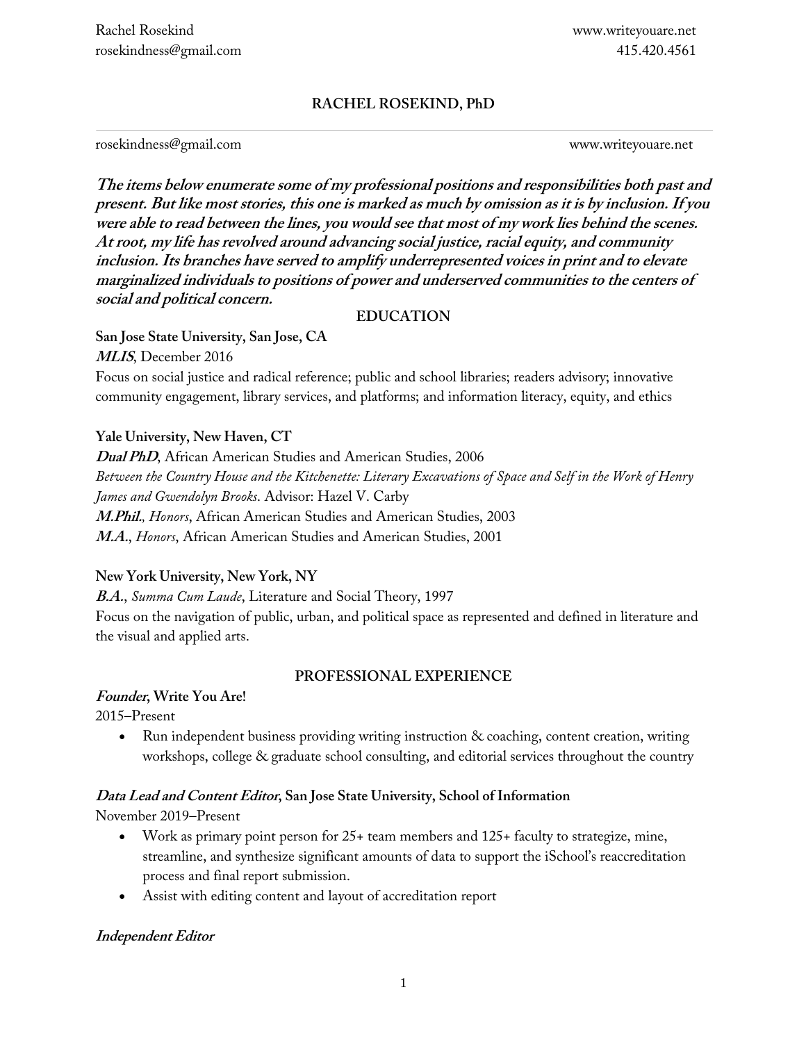# RACHEL ROSEKIND, PhD

rosekindness@gmail.com www.writeyouare.net

***The items below enumerate some of my professional positions and responsibilities both past and present. But like most stories, this one is marked as much by omission as it is by inclusion. If you were able to read between the lines, you would see that most of my work lies behind the scenes. At root, my life has revolved around advancing social justice, racial equity, and community inclusion. Its branches have served to amplify underrepresented voices in print and to elevate marginalized individuals to positions of power and underserved communities to the centers of social and political concern.***

## EDUCATION

**San Jose State University, San Jose, CA**

***MLIS***, December 2016

Focus on social justice and radical reference; public and school libraries; readers advisory; innovative community engagement, library services, and platforms; and information literacy, equity, and ethics

**Yale University, New Haven, CT**

***Dual PhD***, African American Studies and American Studies, 2006

*Between the Country House and the Kitchenette: Literary Excavations of Space and Self in the Work of Henry James and Gwendolyn Brooks*. Advisor: Hazel V. Carby

***M.Phil.***, *Honors*, African American Studies and American Studies, 2003

***M.A.***, *Honors*, African American Studies and American Studies, 2001

**New York University, New York, NY**

***B.A.***, *Summa Cum Laude*, Literature and Social Theory, 1997

Focus on the navigation of public, urban, and political space as represented and defined in literature and the visual and applied arts.

## PROFESSIONAL EXPERIENCE

***Founder*, Write You Are!**

2015–Present

- Run independent business providing writing instruction & coaching, content creation, writing workshops, college & graduate school consulting, and editorial services throughout the country

***Data Lead and Content Editor*, San Jose State University, School of Information**

November 2019–Present

- Work as primary point person for 25+ team members and 125+ faculty to strategize, mine, streamline, and synthesize significant amounts of data to support the iSchool's reaccreditation process and final report submission.
- Assist with editing content and layout of accreditation report

***Independent Editor***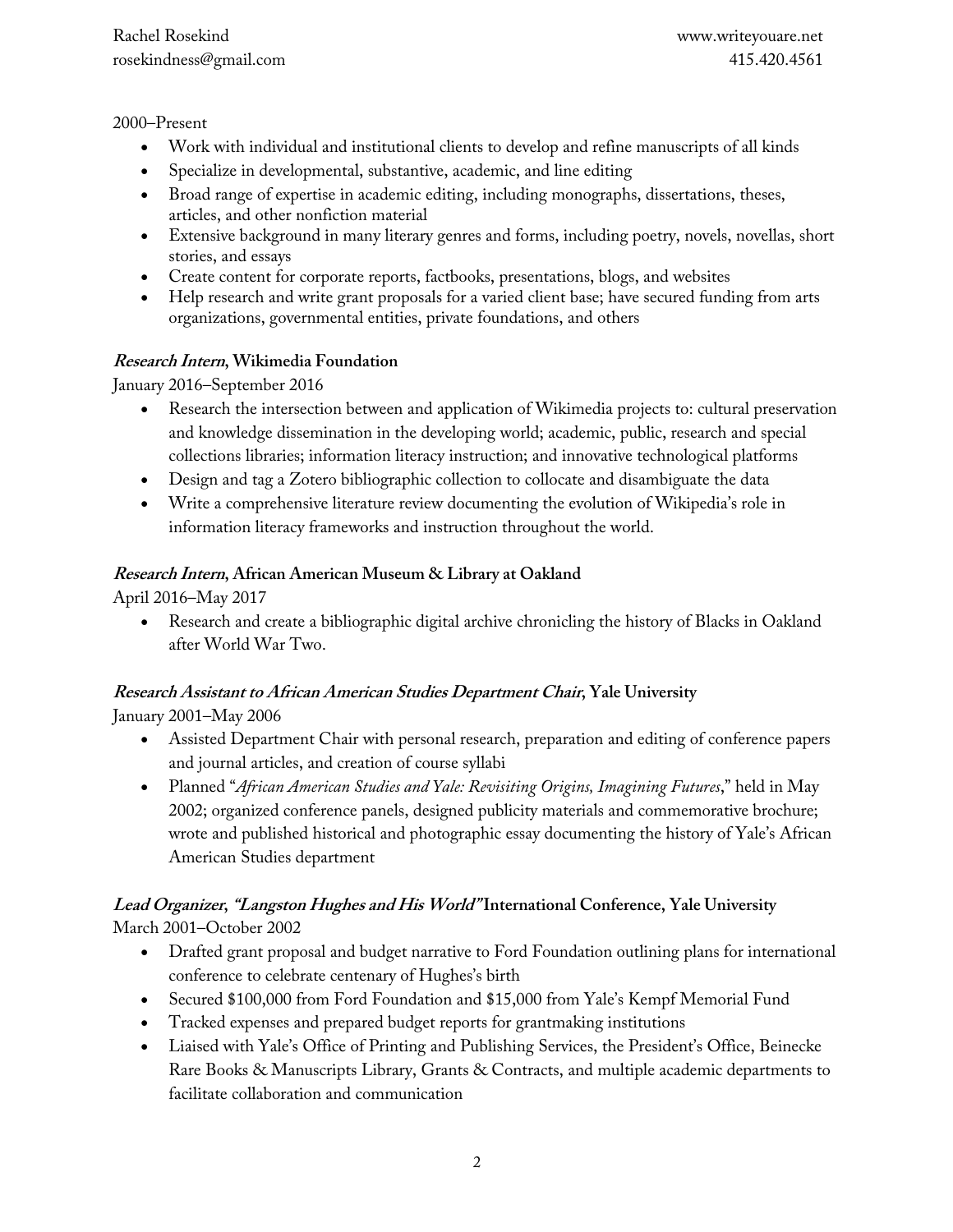2000–Present

- Work with individual and institutional clients to develop and refine manuscripts of all kinds
- Specialize in developmental, substantive, academic, and line editing
- Broad range of expertise in academic editing, including monographs, dissertations, theses, articles, and other nonfiction material
- Extensive background in many literary genres and forms, including poetry, novels, novellas, short stories, and essays
- Create content for corporate reports, factbooks, presentations, blogs, and websites
- Help research and write grant proposals for a varied client base; have secured funding from arts organizations, governmental entities, private foundations, and others

***Research Intern*, Wikimedia Foundation**

January 2016–September 2016

- Research the intersection between and application of Wikimedia projects to: cultural preservation and knowledge dissemination in the developing world; academic, public, research and special collections libraries; information literacy instruction; and innovative technological platforms
- Design and tag a Zotero bibliographic collection to collocate and disambiguate the data
- Write a comprehensive literature review documenting the evolution of Wikipedia's role in information literacy frameworks and instruction throughout the world.

***Research Intern*, African American Museum & Library at Oakland**

April 2016–May 2017

- Research and create a bibliographic digital archive chronicling the history of Blacks in Oakland after World War Two.

***Research Assistant to African American Studies Department Chair*, Yale University**

January 2001–May 2006

- Assisted Department Chair with personal research, preparation and editing of conference papers and journal articles, and creation of course syllabi
- Planned "*African American Studies and Yale: Revisiting Origins, Imagining Futures*," held in May 2002; organized conference panels, designed publicity materials and commemorative brochure; wrote and published historical and photographic essay documenting the history of Yale's African American Studies department

***Lead Organizer*, *"Langston Hughes and His World"* International Conference, Yale University**

March 2001–October 2002

- Drafted grant proposal and budget narrative to Ford Foundation outlining plans for international conference to celebrate centenary of Hughes's birth
- Secured $100,000 from Ford Foundation and $15,000 from Yale's Kempf Memorial Fund
- Tracked expenses and prepared budget reports for grantmaking institutions
- Liaised with Yale's Office of Printing and Publishing Services, the President's Office, Beinecke Rare Books & Manuscripts Library, Grants & Contracts, and multiple academic departments to facilitate collaboration and communication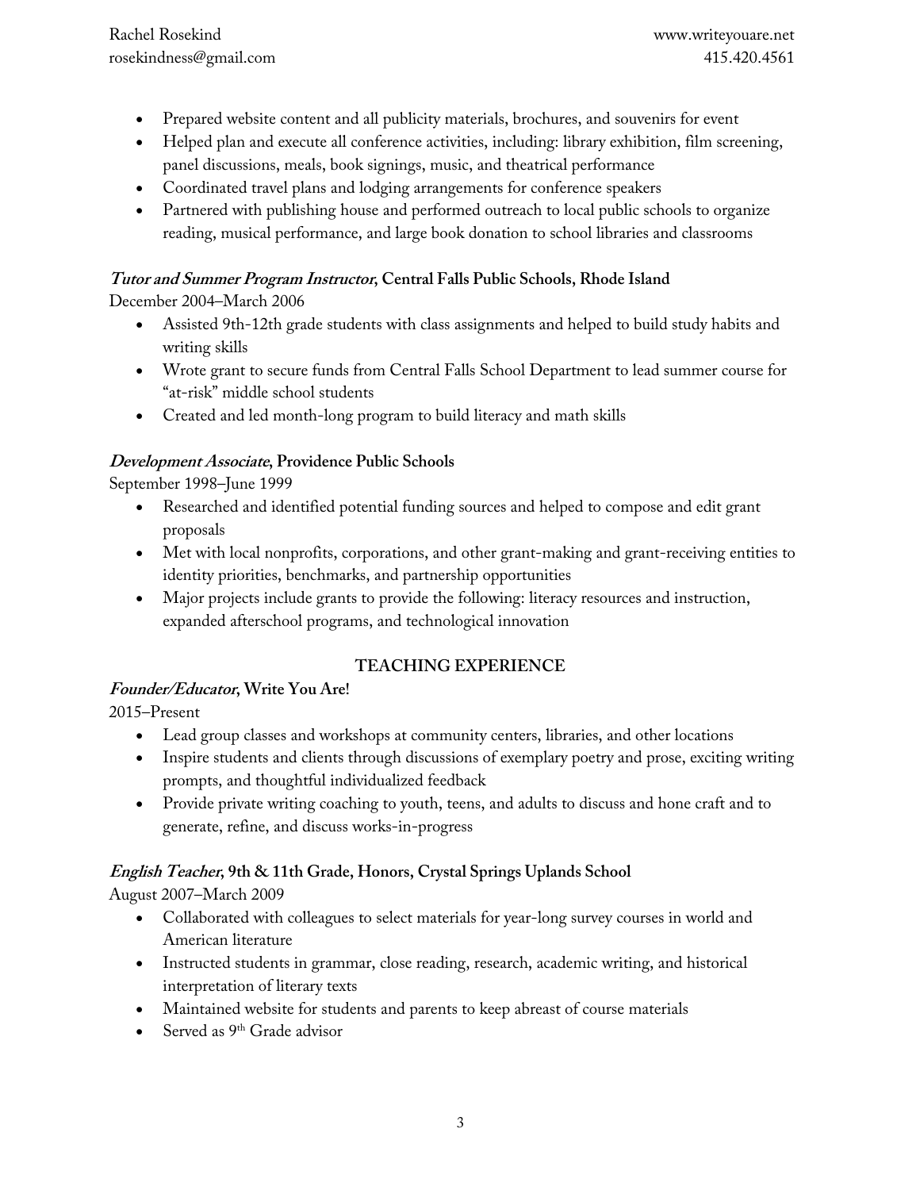- Prepared website content and all publicity materials, brochures, and souvenirs for event
- Helped plan and execute all conference activities, including: library exhibition, film screening, panel discussions, meals, book signings, music, and theatrical performance
- Coordinated travel plans and lodging arrangements for conference speakers
- Partnered with publishing house and performed outreach to local public schools to organize reading, musical performance, and large book donation to school libraries and classrooms

***Tutor and Summer Program Instructor*, Central Falls Public Schools, Rhode Island**
December 2004–March 2006

- Assisted 9th-12th grade students with class assignments and helped to build study habits and writing skills
- Wrote grant to secure funds from Central Falls School Department to lead summer course for "at-risk" middle school students
- Created and led month-long program to build literacy and math skills

***Development Associate*, Providence Public Schools**
September 1998–June 1999

- Researched and identified potential funding sources and helped to compose and edit grant proposals
- Met with local nonprofits, corporations, and other grant-making and grant-receiving entities to identity priorities, benchmarks, and partnership opportunities
- Major projects include grants to provide the following: literacy resources and instruction, expanded afterschool programs, and technological innovation

## TEACHING EXPERIENCE

***Founder/Educator*, Write You Are!**
2015–Present

- Lead group classes and workshops at community centers, libraries, and other locations
- Inspire students and clients through discussions of exemplary poetry and prose, exciting writing prompts, and thoughtful individualized feedback
- Provide private writing coaching to youth, teens, and adults to discuss and hone craft and to generate, refine, and discuss works-in-progress

***English Teacher*, 9th & 11th Grade, Honors, Crystal Springs Uplands School**
August 2007–March 2009

- Collaborated with colleagues to select materials for year-long survey courses in world and American literature
- Instructed students in grammar, close reading, research, academic writing, and historical interpretation of literary texts
- Maintained website for students and parents to keep abreast of course materials
- Served as 9th Grade advisor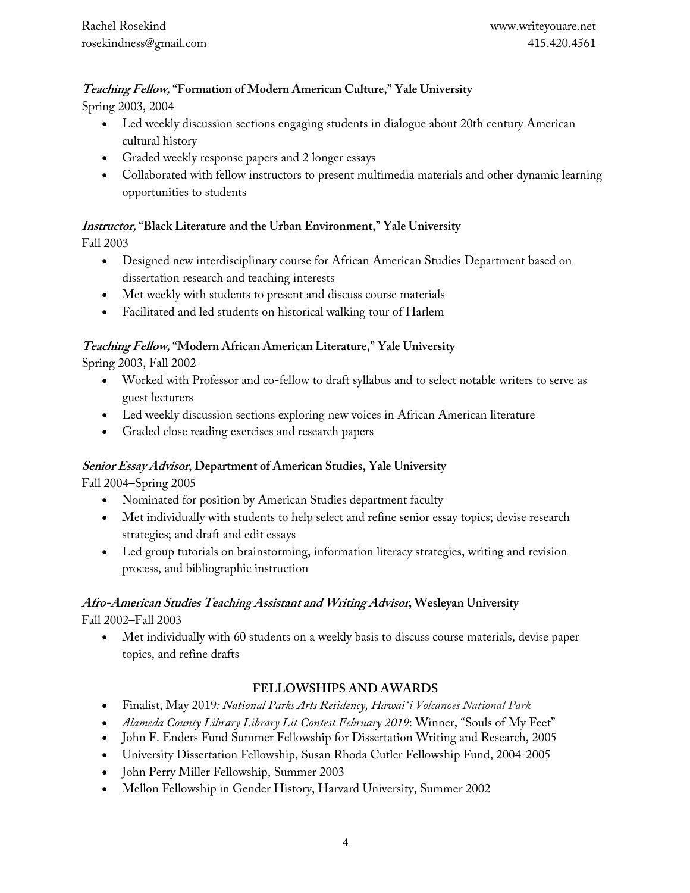***Teaching Fellow,* "Formation of Modern American Culture," Yale University**

Spring 2003, 2004

- Led weekly discussion sections engaging students in dialogue about 20th century American cultural history
- Graded weekly response papers and 2 longer essays
- Collaborated with fellow instructors to present multimedia materials and other dynamic learning opportunities to students

***Instructor,* "Black Literature and the Urban Environment," Yale University**

Fall 2003

- Designed new interdisciplinary course for African American Studies Department based on dissertation research and teaching interests
- Met weekly with students to present and discuss course materials
- Facilitated and led students on historical walking tour of Harlem

***Teaching Fellow,* "Modern African American Literature," Yale University**

Spring 2003, Fall 2002

- Worked with Professor and co-fellow to draft syllabus and to select notable writers to serve as guest lecturers
- Led weekly discussion sections exploring new voices in African American literature
- Graded close reading exercises and research papers

***Senior Essay Advisor*, Department of American Studies, Yale University**

Fall 2004–Spring 2005

- Nominated for position by American Studies department faculty
- Met individually with students to help select and refine senior essay topics; devise research strategies; and draft and edit essays
- Led group tutorials on brainstorming, information literacy strategies, writing and revision process, and bibliographic instruction

***Afro-American Studies Teaching Assistant and Writing Advisor*, Wesleyan University**

Fall 2002–Fall 2003

- Met individually with 60 students on a weekly basis to discuss course materials, devise paper topics, and refine drafts

## FELLOWSHIPS AND AWARDS

- Finalist, May 2019*: National Parks Arts Residency, Hawai'i Volcanoes National Park*
- *Alameda County Library Library Lit Contest February 2019*: Winner, "Souls of My Feet"
- John F. Enders Fund Summer Fellowship for Dissertation Writing and Research, 2005
- University Dissertation Fellowship, Susan Rhoda Cutler Fellowship Fund, 2004-2005
- John Perry Miller Fellowship, Summer 2003
- Mellon Fellowship in Gender History, Harvard University, Summer 2002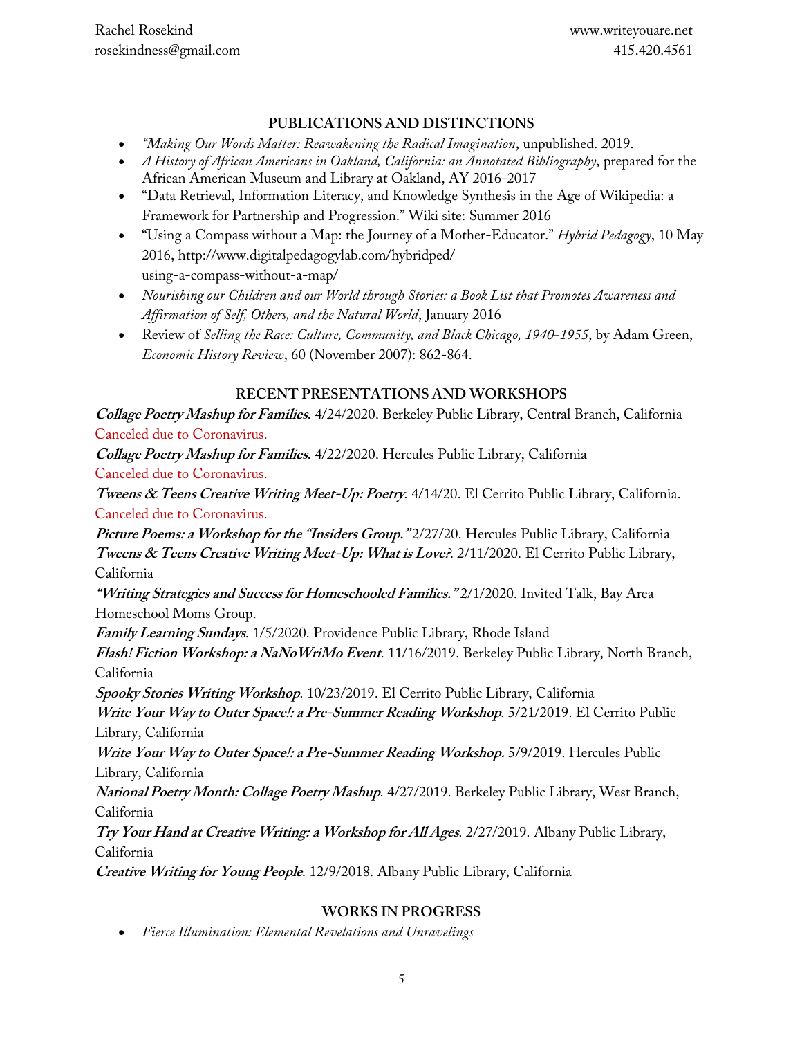## PUBLICATIONS AND DISTINCTIONS

- *"Making Our Words Matter: Reawakening the Radical Imagination*, unpublished. 2019.
- *A History of African Americans in Oakland, California: an Annotated Bibliography*, prepared for the African American Museum and Library at Oakland, AY 2016-2017
- "Data Retrieval, Information Literacy, and Knowledge Synthesis in the Age of Wikipedia: a Framework for Partnership and Progression." Wiki site: Summer 2016
- "Using a Compass without a Map: the Journey of a Mother-Educator." *Hybrid Pedagogy*, 10 May 2016, http://www.digitalpedagogylab.com/hybridped/using-a-compass-without-a-map/
- *Nourishing our Children and our World through Stories: a Book List that Promotes Awareness and Affirmation of Self, Others, and the Natural World*, January 2016
- Review of *Selling the Race: Culture, Community, and Black Chicago, 1940-1955*, by Adam Green, *Economic History Review*, 60 (November 2007): 862-864.

## RECENT PRESENTATIONS AND WORKSHOPS

***Collage Poetry Mashup for Families***. 4/24/2020. Berkeley Public Library, Central Branch, California
Canceled due to Coronavirus.

***Collage Poetry Mashup for Families***. 4/22/2020. Hercules Public Library, California
Canceled due to Coronavirus.

***Tweens & Teens Creative Writing Meet-Up: Poetry***. 4/14/20. El Cerrito Public Library, California.
Canceled due to Coronavirus.

***Picture Poems: a Workshop for the "Insiders Group."*** 2/27/20. Hercules Public Library, California

***Tweens & Teens Creative Writing Meet-Up: What is Love?***. 2/11/2020. El Cerrito Public Library, California

***"Writing Strategies and Success for Homeschooled Families."*** 2/1/2020. Invited Talk, Bay Area Homeschool Moms Group.

***Family Learning Sundays***. 1/5/2020. Providence Public Library, Rhode Island

***Flash! Fiction Workshop: a NaNoWriMo Event***. 11/16/2019. Berkeley Public Library, North Branch, California

***Spooky Stories Writing Workshop***. 10/23/2019. El Cerrito Public Library, California

***Write Your Way to Outer Space!: a Pre-Summer Reading Workshop***. 5/21/2019. El Cerrito Public Library, California

***Write Your Way to Outer Space!: a Pre-Summer Reading Workshop.*** 5/9/2019. Hercules Public Library, California

***National Poetry Month: Collage Poetry Mashup***. 4/27/2019. Berkeley Public Library, West Branch, California

***Try Your Hand at Creative Writing: a Workshop for All Ages***. 2/27/2019. Albany Public Library, California

***Creative Writing for Young People***. 12/9/2018. Albany Public Library, California

## WORKS IN PROGRESS

- *Fierce Illumination: Elemental Revelations and Unravelings*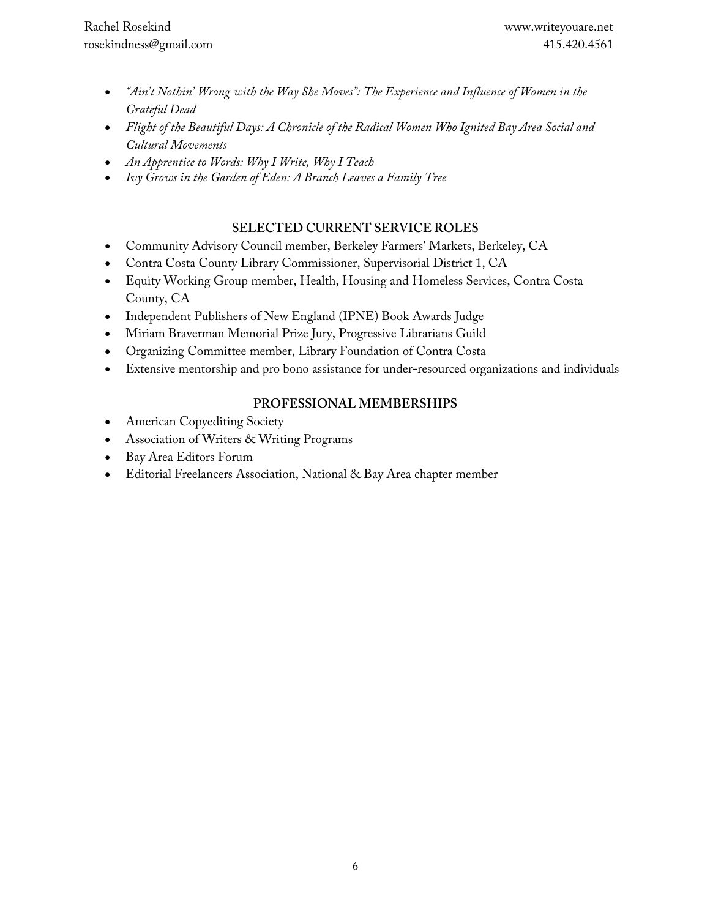- *"Ain't Nothin' Wrong with the Way She Moves": The Experience and Influence of Women in the Grateful Dead*
- *Flight of the Beautiful Days: A Chronicle of the Radical Women Who Ignited Bay Area Social and Cultural Movements*
- *An Apprentice to Words: Why I Write, Why I Teach*
- *Ivy Grows in the Garden of Eden: A Branch Leaves a Family Tree*

## SELECTED CURRENT SERVICE ROLES

- Community Advisory Council member, Berkeley Farmers' Markets, Berkeley, CA
- Contra Costa County Library Commissioner, Supervisorial District 1, CA
- Equity Working Group member, Health, Housing and Homeless Services, Contra Costa County, CA
- Independent Publishers of New England (IPNE) Book Awards Judge
- Miriam Braverman Memorial Prize Jury, Progressive Librarians Guild
- Organizing Committee member, Library Foundation of Contra Costa
- Extensive mentorship and pro bono assistance for under-resourced organizations and individuals

## PROFESSIONAL MEMBERSHIPS

- American Copyediting Society
- Association of Writers & Writing Programs
- Bay Area Editors Forum
- Editorial Freelancers Association, National & Bay Area chapter member